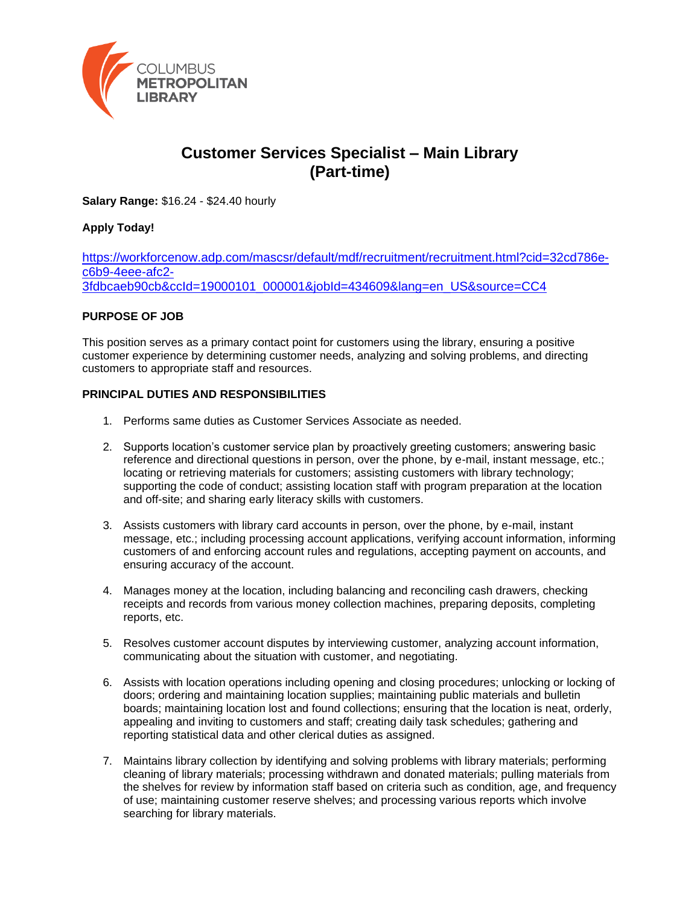COLUMBUS METROPOLITAN LIBRARY

# Customer Services Specialist – Main Library (Part-time)

**Salary Range:** $16.24 - $24.40 hourly

**Apply Today!**

https://workforcenow.adp.com/mascsr/default/mdf/recruitment/recruitment.html?cid=32cd786e-c6b9-4eee-afc2-3fdbcaeb90cb&ccId=19000101_000001&jobId=434609&lang=en_US&source=CC4

**PURPOSE OF JOB**

This position serves as a primary contact point for customers using the library, ensuring a positive customer experience by determining customer needs, analyzing and solving problems, and directing customers to appropriate staff and resources.

**PRINCIPAL DUTIES AND RESPONSIBILITIES**

1. Performs same duties as Customer Services Associate as needed.

2. Supports location's customer service plan by proactively greeting customers; answering basic reference and directional questions in person, over the phone, by e-mail, instant message, etc.; locating or retrieving materials for customers; assisting customers with library technology; supporting the code of conduct; assisting location staff with program preparation at the location and off-site; and sharing early literacy skills with customers.

3. Assists customers with library card accounts in person, over the phone, by e-mail, instant message, etc.; including processing account applications, verifying account information, informing customers of and enforcing account rules and regulations, accepting payment on accounts, and ensuring accuracy of the account.

4. Manages money at the location, including balancing and reconciling cash drawers, checking receipts and records from various money collection machines, preparing deposits, completing reports, etc.

5. Resolves customer account disputes by interviewing customer, analyzing account information, communicating about the situation with customer, and negotiating.

6. Assists with location operations including opening and closing procedures; unlocking or locking of doors; ordering and maintaining location supplies; maintaining public materials and bulletin boards; maintaining location lost and found collections; ensuring that the location is neat, orderly, appealing and inviting to customers and staff; creating daily task schedules; gathering and reporting statistical data and other clerical duties as assigned.

7. Maintains library collection by identifying and solving problems with library materials; performing cleaning of library materials; processing withdrawn and donated materials; pulling materials from the shelves for review by information staff based on criteria such as condition, age, and frequency of use; maintaining customer reserve shelves; and processing various reports which involve searching for library materials.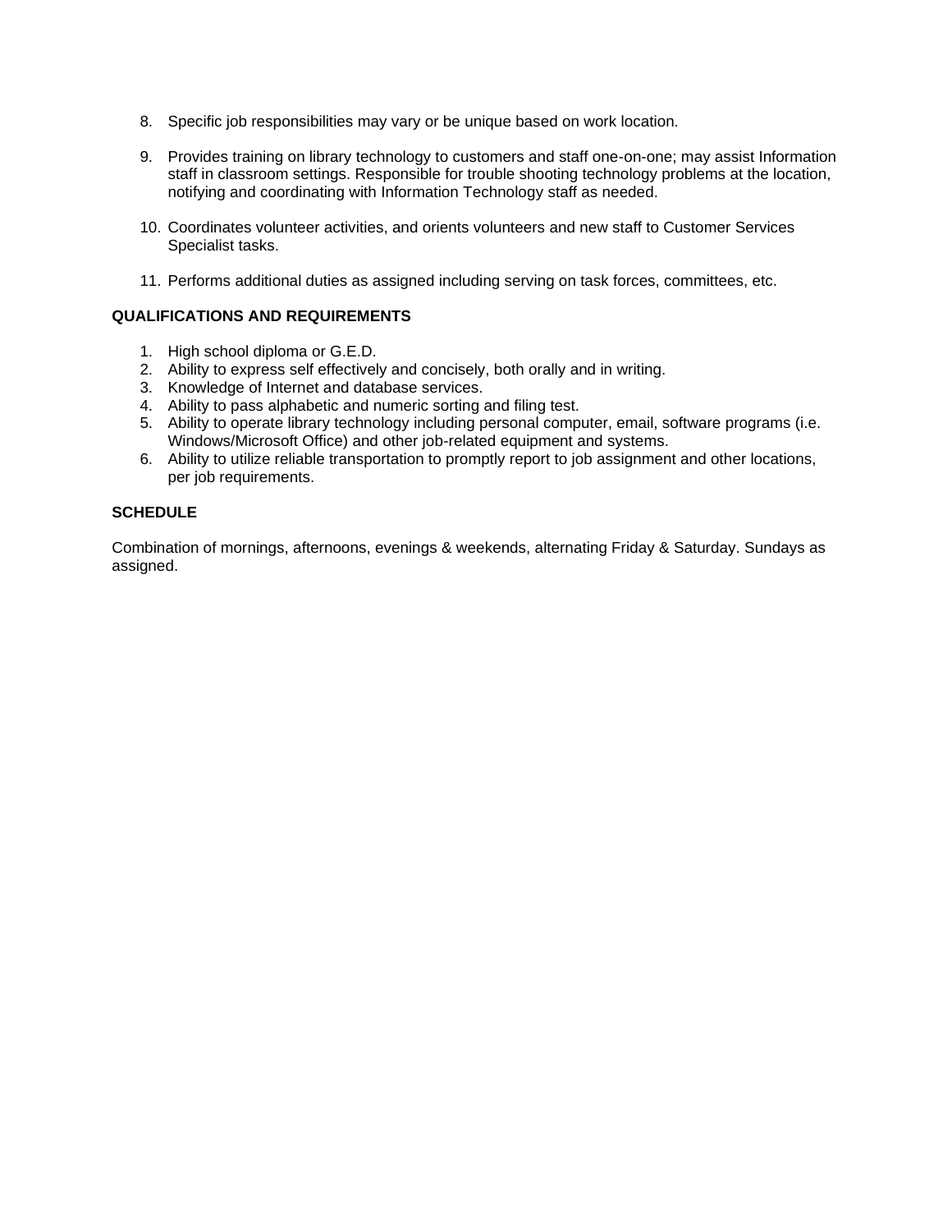8. Specific job responsibilities may vary or be unique based on work location.

9. Provides training on library technology to customers and staff one-on-one; may assist Information staff in classroom settings. Responsible for trouble shooting technology problems at the location, notifying and coordinating with Information Technology staff as needed.

10. Coordinates volunteer activities, and orients volunteers and new staff to Customer Services Specialist tasks.

11. Performs additional duties as assigned including serving on task forces, committees, etc.

**QUALIFICATIONS AND REQUIREMENTS**

1. High school diploma or G.E.D.
2. Ability to express self effectively and concisely, both orally and in writing.
3. Knowledge of Internet and database services.
4. Ability to pass alphabetic and numeric sorting and filing test.
5. Ability to operate library technology including personal computer, email, software programs (i.e. Windows/Microsoft Office) and other job-related equipment and systems.
6. Ability to utilize reliable transportation to promptly report to job assignment and other locations, per job requirements.

**SCHEDULE**

Combination of mornings, afternoons, evenings & weekends, alternating Friday & Saturday. Sundays as assigned.